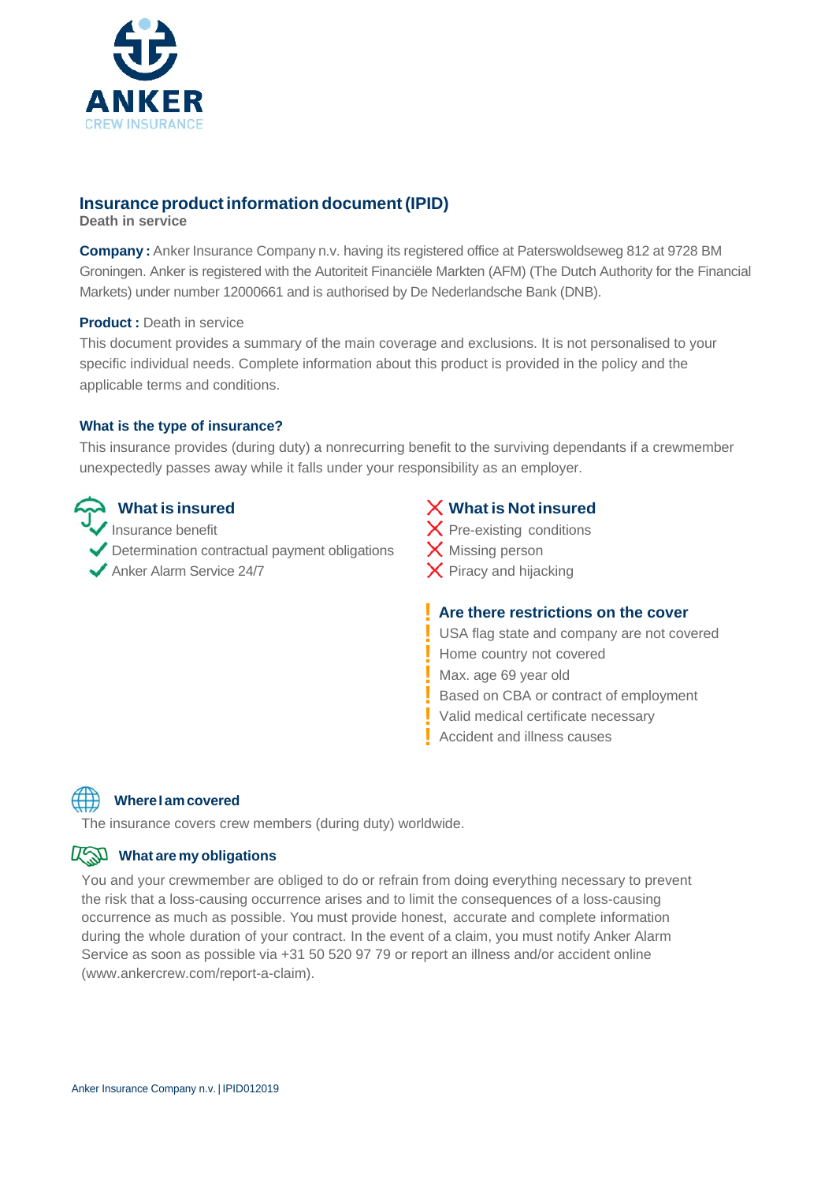ANKER
CREW INSURANCE

# Insurance product information document (IPID)

**Death in service**

**Company :** Anker Insurance Company n.v. having its registered office at Paterswoldseweg 812 at 9728 BM Groningen. Anker is registered with the Autoriteit Financiële Markten (AFM) (The Dutch Authority for the Financial Markets) under number 12000661 and is authorised by De Nederlandsche Bank (DNB).

**Product :** Death in service

This document provides a summary of the main coverage and exclusions. It is not personalised to your specific individual needs. Complete information about this product is provided in the policy and the applicable terms and conditions.

### What is the type of insurance?

This insurance provides (during duty) a nonrecurring benefit to the surviving dependants if a crewmember unexpectedly passes away while it falls under your responsibility as an employer.

### What is insured

- Insurance benefit
- Determination contractual payment obligations
- Anker Alarm Service 24/7

### What is Not insured

- Pre-existing conditions
- Missing person
- Piracy and hijacking

### Are there restrictions on the cover

- USA flag state and company are not covered
- Home country not covered
- Max. age 69 year old
- Based on CBA or contract of employment
- Valid medical certificate necessary
- Accident and illness causes

### Where I am covered

The insurance covers crew members (during duty) worldwide.

### What are my obligations

You and your crewmember are obliged to do or refrain from doing everything necessary to prevent the risk that a loss-causing occurrence arises and to limit the consequences of a loss-causing occurrence as much as possible. You must provide honest, accurate and complete information during the whole duration of your contract. In the event of a claim, you must notify Anker Alarm Service as soon as possible via +31 50 520 97 79 or report an illness and/or accident online (www.ankercrew.com/report-a-claim).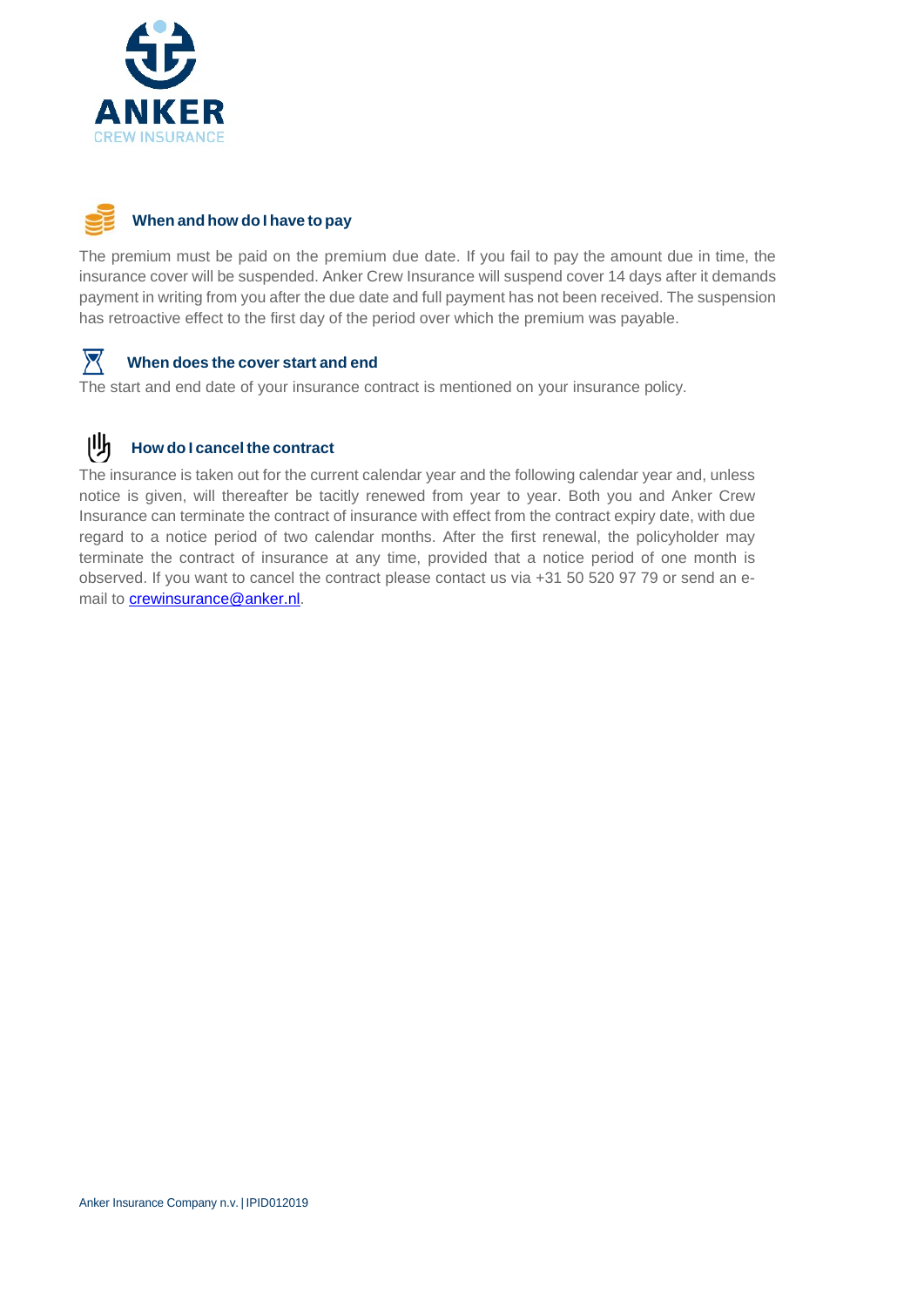## When and how do I have to pay

The premium must be paid on the premium due date. If you fail to pay the amount due in time, the insurance cover will be suspended. Anker Crew Insurance will suspend cover 14 days after it demands payment in writing from you after the due date and full payment has not been received. The suspension has retroactive effect to the first day of the period over which the premium was payable.

## When does the cover start and end

The start and end date of your insurance contract is mentioned on your insurance policy.

## How do I cancel the contract

The insurance is taken out for the current calendar year and the following calendar year and, unless notice is given, will thereafter be tacitly renewed from year to year. Both you and Anker Crew Insurance can terminate the contract of insurance with effect from the contract expiry date, with due regard to a notice period of two calendar months. After the first renewal, the policyholder may terminate the contract of insurance at any time, provided that a notice period of one month is observed. If you want to cancel the contract please contact us via +31 50 520 97 79 or send an e-mail to crewinsurance@anker.nl.